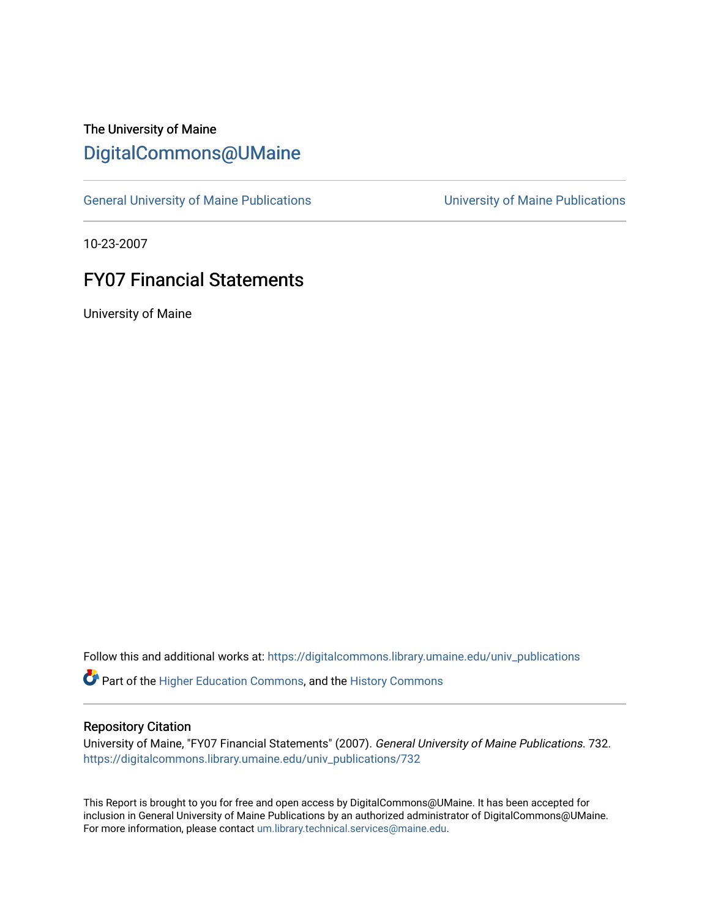The University of Maine

# DigitalCommons@UMaine

General University of Maine Publications | University of Maine Publications

10-23-2007

## FY07 Financial Statements

University of Maine

Follow this and additional works at: https://digitalcommons.library.umaine.edu/univ_publications

Part of the Higher Education Commons, and the History Commons

### Repository Citation

University of Maine, "FY07 Financial Statements" (2007). *General University of Maine Publications*. 732.
https://digitalcommons.library.umaine.edu/univ_publications/732

This Report is brought to you for free and open access by DigitalCommons@UMaine. It has been accepted for inclusion in General University of Maine Publications by an authorized administrator of DigitalCommons@UMaine. For more information, please contact um.library.technical.services@maine.edu.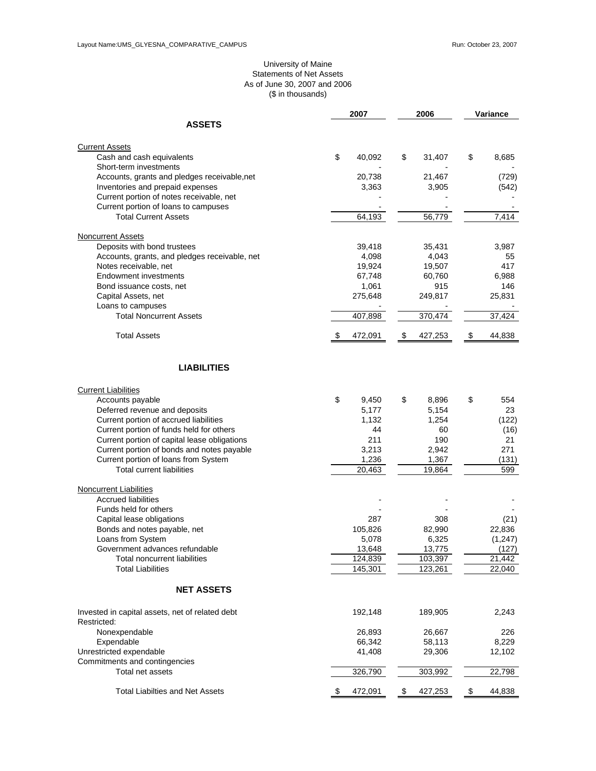Layout Name:UMS_GLYESNA_COMPARATIVE_CAMPUS

Run: October 23, 2007

University of Maine
Statements of Net Assets
As of June 30, 2007 and 2006
($ in thousands)

| | 2007 | 2006 | Variance |
|---|---|---|---|
| **ASSETS** | | | |
| Current Assets | | | |
| Cash and cash equivalents | $ 40,092 | $ 31,407 | $ 8,685 |
| Short-term investments | - | - | - |
| Accounts, grants and pledges receivable,net | 20,738 | 21,467 | (729) |
| Inventories and prepaid expenses | 3,363 | 3,905 | (542) |
| Current portion of notes receivable, net | - | - | - |
| Current portion of loans to campuses | - | - | - |
| Total Current Assets | 64,193 | 56,779 | 7,414 |
| Noncurrent Assets | | | |
| Deposits with bond trustees | 39,418 | 35,431 | 3,987 |
| Accounts, grants, and pledges receivable, net | 4,098 | 4,043 | 55 |
| Notes receivable, net | 19,924 | 19,507 | 417 |
| Endowment investments | 67,748 | 60,760 | 6,988 |
| Bond issuance costs, net | 1,061 | 915 | 146 |
| Capital Assets, net | 275,648 | 249,817 | 25,831 |
| Loans to campuses | - | - | - |
| Total Noncurrent Assets | 407,898 | 370,474 | 37,424 |
| Total Assets | $ 472,091 | $ 427,253 | $ 44,838 |
| **LIABILITIES** | | | |
| Current Liabilities | | | |
| Accounts payable | $ 9,450 | $ 8,896 | $ 554 |
| Deferred revenue and deposits | 5,177 | 5,154 | 23 |
| Current portion of accrued liabilities | 1,132 | 1,254 | (122) |
| Current portion of funds held for others | 44 | 60 | (16) |
| Current portion of capital lease obligations | 211 | 190 | 21 |
| Current portion of bonds and notes payable | 3,213 | 2,942 | 271 |
| Current portion of loans from System | 1,236 | 1,367 | (131) |
| Total current liabilities | 20,463 | 19,864 | 599 |
| Noncurrent Liabilities | | | |
| Accrued liabilities | - | - | - |
| Funds held for others | - | - | - |
| Capital lease obligations | 287 | 308 | (21) |
| Bonds and notes payable, net | 105,826 | 82,990 | 22,836 |
| Loans from System | 5,078 | 6,325 | (1,247) |
| Government advances refundable | 13,648 | 13,775 | (127) |
| Total noncurrent liabilities | 124,839 | 103,397 | 21,442 |
| Total Liabilities | 145,301 | 123,261 | 22,040 |
| **NET ASSETS** | | | |
| Invested in capital assets, net of related debt | 192,148 | 189,905 | 2,243 |
| Restricted: | | | |
| Nonexpendable | 26,893 | 26,667 | 226 |
| Expendable | 66,342 | 58,113 | 8,229 |
| Unrestricted expendable | 41,408 | 29,306 | 12,102 |
| Commitments and contingencies | | | |
| Total net assets | 326,790 | 303,992 | 22,798 |
| Total Liabilties and Net Assets | $ 472,091 | $ 427,253 | $ 44,838 |